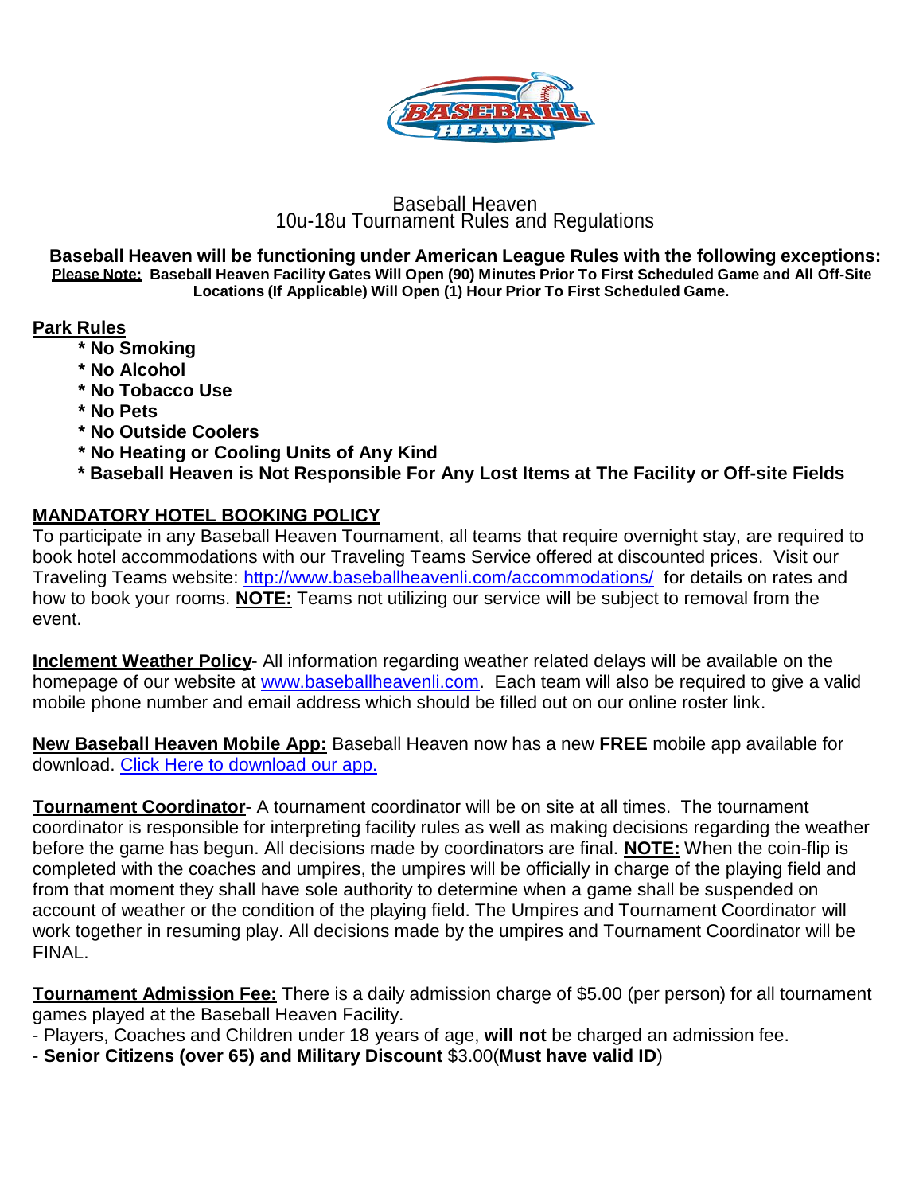# Baseball Heaven
## 10u-18u Tournament Rules and Regulations

**Baseball Heaven will be functioning under American League Rules with the following exceptions:**
**Please Note: Baseball Heaven Facility Gates Will Open (90) Minutes Prior To First Scheduled Game and All Off-Site Locations (If Applicable) Will Open (1) Hour Prior To First Scheduled Game.**

**Park Rules**

- **No Smoking**
- **No Alcohol**
- **No Tobacco Use**
- **No Pets**
- **No Outside Coolers**
- **No Heating or Cooling Units of Any Kind**
- **Baseball Heaven is Not Responsible For Any Lost Items at The Facility or Off-site Fields**

**MANDATORY HOTEL BOOKING POLICY**

To participate in any Baseball Heaven Tournament, all teams that require overnight stay, are required to book hotel accommodations with our Traveling Teams Service offered at discounted prices. Visit our Traveling Teams website: http://www.baseballheavenli.com/accommodations/ for details on rates and how to book your rooms. **NOTE:** Teams not utilizing our service will be subject to removal from the event.

**Inclement Weather Policy**- All information regarding weather related delays will be available on the homepage of our website at www.baseballheavenli.com. Each team will also be required to give a valid mobile phone number and email address which should be filled out on our online roster link.

**New Baseball Heaven Mobile App:** Baseball Heaven now has a new **FREE** mobile app available for download. Click Here to download our app.

**Tournament Coordinator**- A tournament coordinator will be on site at all times. The tournament coordinator is responsible for interpreting facility rules as well as making decisions regarding the weather before the game has begun. All decisions made by coordinators are final. **NOTE:** When the coin-flip is completed with the coaches and umpires, the umpires will be officially in charge of the playing field and from that moment they shall have sole authority to determine when a game shall be suspended on account of weather or the condition of the playing field. The Umpires and Tournament Coordinator will work together in resuming play. All decisions made by the umpires and Tournament Coordinator will be FINAL.

**Tournament Admission Fee:** There is a daily admission charge of $5.00 (per person) for all tournament games played at the Baseball Heaven Facility.

- Players, Coaches and Children under 18 years of age, **will not** be charged an admission fee.
- **Senior Citizens (over 65) and Military Discount** $3.00(**Must have valid ID**)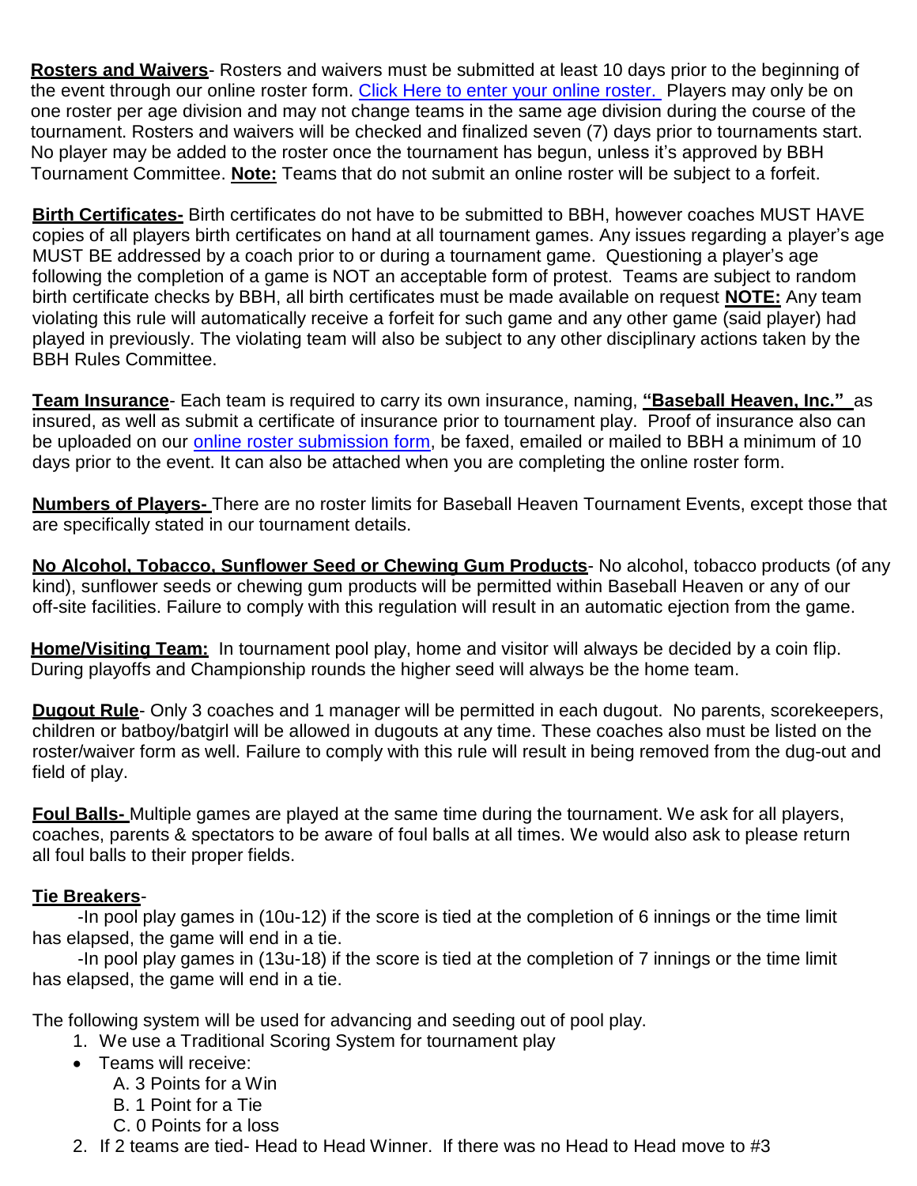**Rosters and Waivers**- Rosters and waivers must be submitted at least 10 days prior to the beginning of the event through our online roster form. [Click Here to enter your online roster.]() Players may only be on one roster per age division and may not change teams in the same age division during the course of the tournament. Rosters and waivers will be checked and finalized seven (7) days prior to tournaments start. No player may be added to the roster once the tournament has begun, unless it's approved by BBH Tournament Committee. **Note:** Teams that do not submit an online roster will be subject to a forfeit.

**Birth Certificates-** Birth certificates do not have to be submitted to BBH, however coaches MUST HAVE copies of all players birth certificates on hand at all tournament games. Any issues regarding a player's age MUST BE addressed by a coach prior to or during a tournament game. Questioning a player's age following the completion of a game is NOT an acceptable form of protest. Teams are subject to random birth certificate checks by BBH, all birth certificates must be made available on request **NOTE:** Any team violating this rule will automatically receive a forfeit for such game and any other game (said player) had played in previously. The violating team will also be subject to any other disciplinary actions taken by the BBH Rules Committee.

**Team Insurance**- Each team is required to carry its own insurance, naming, **"Baseball Heaven, Inc."** as insured, as well as submit a certificate of insurance prior to tournament play. Proof of insurance also can be uploaded on our [online roster submission form](), be faxed, emailed or mailed to BBH a minimum of 10 days prior to the event. It can also be attached when you are completing the online roster form.

**Numbers of Players-** There are no roster limits for Baseball Heaven Tournament Events, except those that are specifically stated in our tournament details.

**No Alcohol, Tobacco, Sunflower Seed or Chewing Gum Products**- No alcohol, tobacco products (of any kind), sunflower seeds or chewing gum products will be permitted within Baseball Heaven or any of our off-site facilities. Failure to comply with this regulation will result in an automatic ejection from the game.

**Home/Visiting Team:** In tournament pool play, home and visitor will always be decided by a coin flip. During playoffs and Championship rounds the higher seed will always be the home team.

**Dugout Rule**- Only 3 coaches and 1 manager will be permitted in each dugout. No parents, scorekeepers, children or batboy/batgirl will be allowed in dugouts at any time. These coaches also must be listed on the roster/waiver form as well. Failure to comply with this rule will result in being removed from the dug-out and field of play.

**Foul Balls-** Multiple games are played at the same time during the tournament. We ask for all players, coaches, parents & spectators to be aware of foul balls at all times. We would also ask to please return all foul balls to their proper fields.

**Tie Breakers**-

-In pool play games in (10u-12) if the score is tied at the completion of 6 innings or the time limit has elapsed, the game will end in a tie.

-In pool play games in (13u-18) if the score is tied at the completion of 7 innings or the time limit has elapsed, the game will end in a tie.

The following system will be used for advancing and seeding out of pool play.

1. We use a Traditional Scoring System for tournament play

- Teams will receive:
  - A. 3 Points for a Win
  - B. 1 Point for a Tie
  - C. 0 Points for a loss

2. If 2 teams are tied- Head to Head Winner. If there was no Head to Head move to #3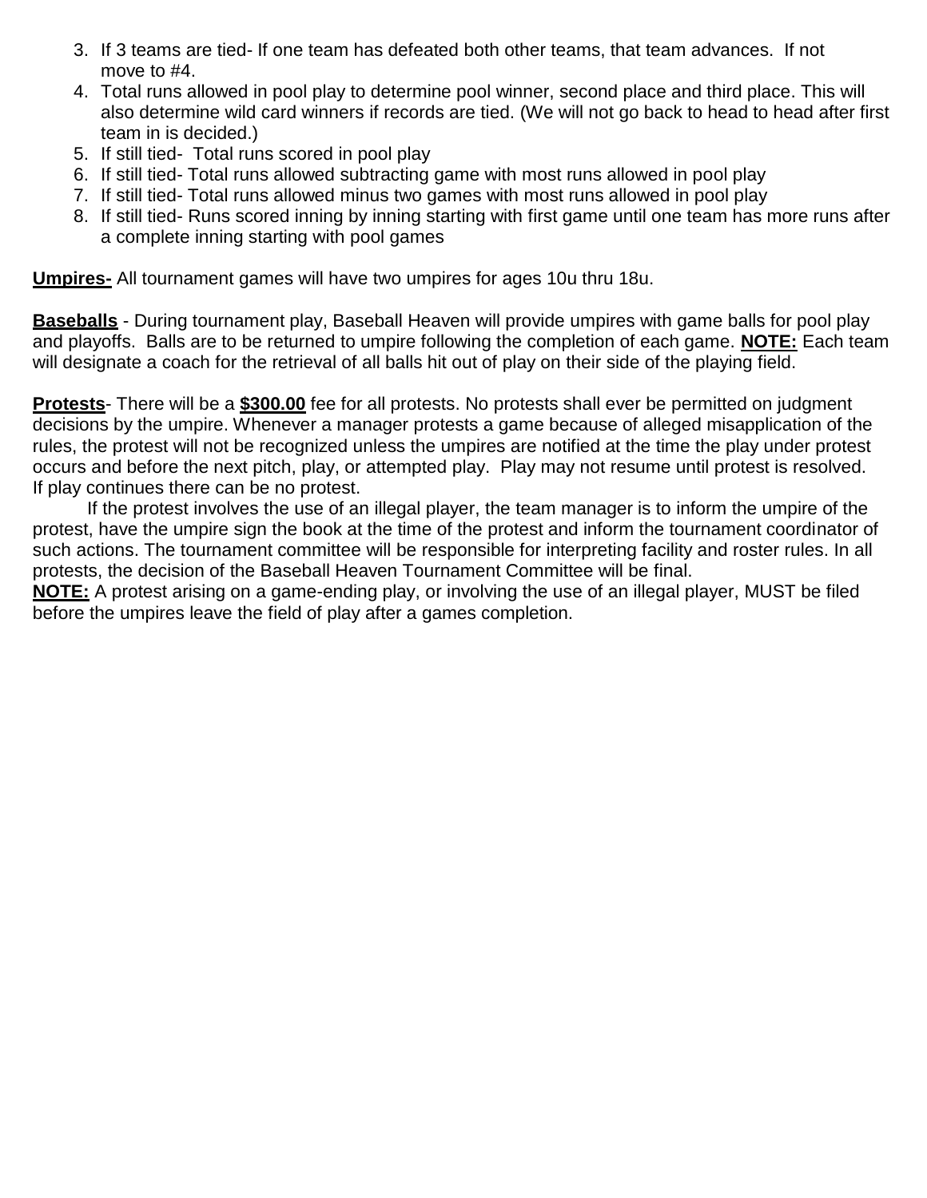3. If 3 teams are tied- If one team has defeated both other teams, that team advances. If not move to #4.
4. Total runs allowed in pool play to determine pool winner, second place and third place. This will also determine wild card winners if records are tied. (We will not go back to head to head after first team in is decided.)
5. If still tied- Total runs scored in pool play
6. If still tied- Total runs allowed subtracting game with most runs allowed in pool play
7. If still tied- Total runs allowed minus two games with most runs allowed in pool play
8. If still tied- Runs scored inning by inning starting with first game until one team has more runs after a complete inning starting with pool games

**Umpires-** All tournament games will have two umpires for ages 10u thru 18u.

**Baseballs** - During tournament play, Baseball Heaven will provide umpires with game balls for pool play and playoffs. Balls are to be returned to umpire following the completion of each game. **NOTE:** Each team will designate a coach for the retrieval of all balls hit out of play on their side of the playing field.

**Protests**- There will be a **$300.00** fee for all protests. No protests shall ever be permitted on judgment decisions by the umpire. Whenever a manager protests a game because of alleged misapplication of the rules, the protest will not be recognized unless the umpires are notified at the time the play under protest occurs and before the next pitch, play, or attempted play. Play may not resume until protest is resolved. If play continues there can be no protest.

If the protest involves the use of an illegal player, the team manager is to inform the umpire of the protest, have the umpire sign the book at the time of the protest and inform the tournament coordinator of such actions. The tournament committee will be responsible for interpreting facility and roster rules. In all protests, the decision of the Baseball Heaven Tournament Committee will be final.

**NOTE:** A protest arising on a game-ending play, or involving the use of an illegal player, MUST be filed before the umpires leave the field of play after a games completion.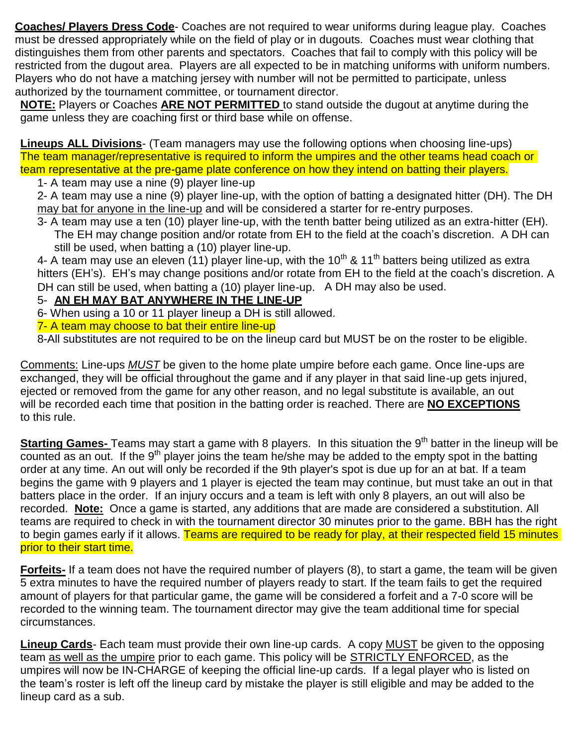**Coaches/ Players Dress Code**- Coaches are not required to wear uniforms during league play. Coaches must be dressed appropriately while on the field of play or in dugouts. Coaches must wear clothing that distinguishes them from other parents and spectators. Coaches that fail to comply with this policy will be restricted from the dugout area. Players are all expected to be in matching uniforms with uniform numbers. Players who do not have a matching jersey with number will not be permitted to participate, unless authorized by the tournament committee, or tournament director.

**NOTE:** Players or Coaches **ARE NOT PERMITTED** to stand outside the dugout at anytime during the game unless they are coaching first or third base while on offense.

**Lineups ALL Divisions**- (Team managers may use the following options when choosing line-ups) The team manager/representative is required to inform the umpires and the other teams head coach or team representative at the pre-game plate conference on how they intend on batting their players.

1- A team may use a nine (9) player line-up

2- A team may use a nine (9) player line-up, with the option of batting a designated hitter (DH). The DH may bat for anyone in the line-up and will be considered a starter for re-entry purposes.

3- A team may use a ten (10) player line-up, with the tenth batter being utilized as an extra-hitter (EH). The EH may change position and/or rotate from EH to the field at the coach's discretion. A DH can still be used, when batting a (10) player line-up.

4- A team may use an eleven (11) player line-up, with the 10th & 11th batters being utilized as extra hitters (EH's). EH's may change positions and/or rotate from EH to the field at the coach's discretion. A DH can still be used, when batting a (10) player line-up. A DH may also be used.

5- **AN EH MAY BAT ANYWHERE IN THE LINE-UP**

6- When using a 10 or 11 player lineup a DH is still allowed.

7- A team may choose to bat their entire line-up

8-All substitutes are not required to be on the lineup card but MUST be on the roster to be eligible.

Comments: Line-ups *MUST* be given to the home plate umpire before each game. Once line-ups are exchanged, they will be official throughout the game and if any player in that said line-up gets injured, ejected or removed from the game for any other reason, and no legal substitute is available, an out will be recorded each time that position in the batting order is reached. There are **NO EXCEPTIONS** to this rule.

**Starting Games-** Teams may start a game with 8 players. In this situation the 9th batter in the lineup will be counted as an out. If the 9th player joins the team he/she may be added to the empty spot in the batting order at any time. An out will only be recorded if the 9th player's spot is due up for an at bat. If a team begins the game with 9 players and 1 player is ejected the team may continue, but must take an out in that batters place in the order. If an injury occurs and a team is left with only 8 players, an out will also be recorded. **Note:** Once a game is started, any additions that are made are considered a substitution. All teams are required to check in with the tournament director 30 minutes prior to the game. BBH has the right to begin games early if it allows. Teams are required to be ready for play, at their respected field 15 minutes prior to their start time.

**Forfeits-** If a team does not have the required number of players (8), to start a game, the team will be given 5 extra minutes to have the required number of players ready to start. If the team fails to get the required amount of players for that particular game, the game will be considered a forfeit and a 7-0 score will be recorded to the winning team. The tournament director may give the team additional time for special circumstances.

**Lineup Cards**- Each team must provide their own line-up cards. A copy MUST be given to the opposing team as well as the umpire prior to each game. This policy will be STRICTLY ENFORCED, as the umpires will now be IN-CHARGE of keeping the official line-up cards. If a legal player who is listed on the team's roster is left off the lineup card by mistake the player is still eligible and may be added to the lineup card as a sub.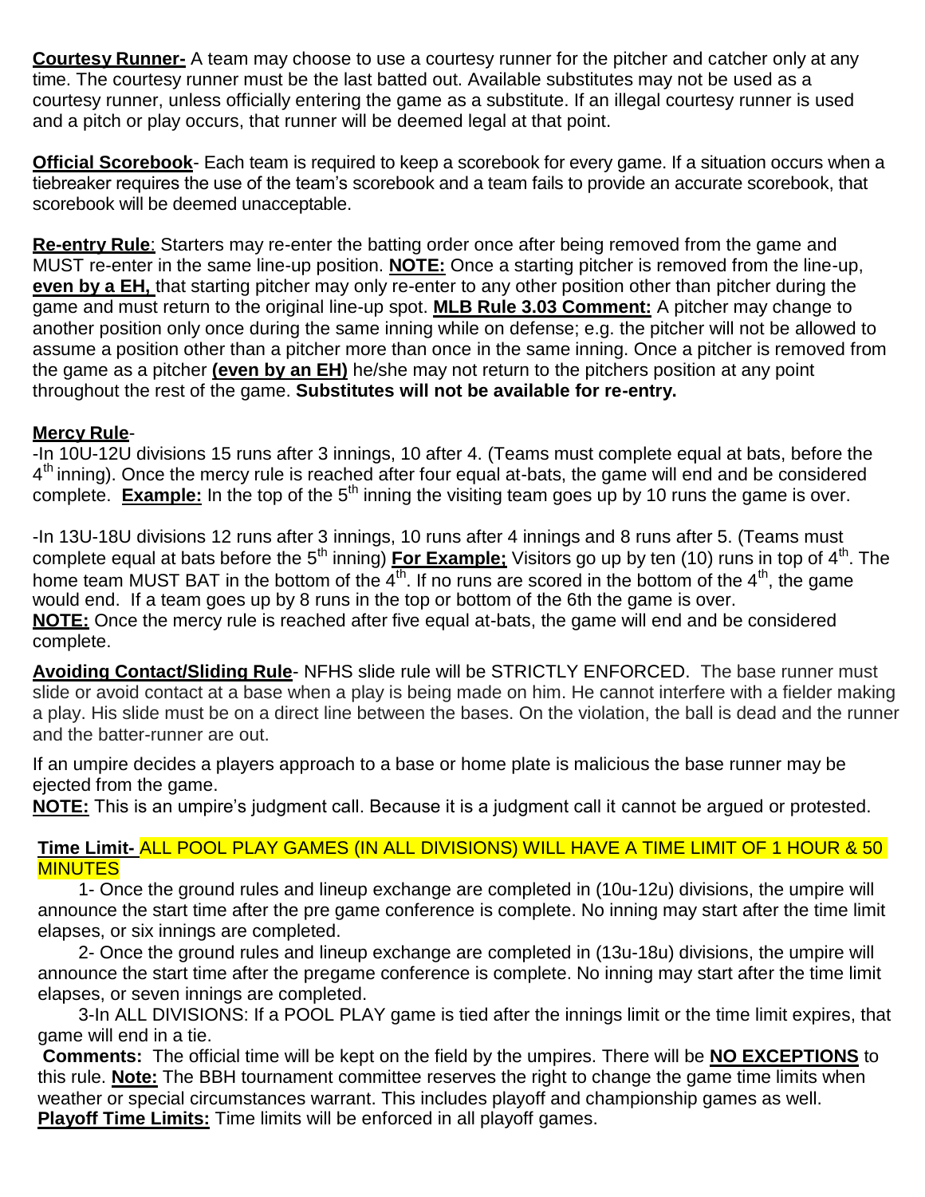**Courtesy Runner-** A team may choose to use a courtesy runner for the pitcher and catcher only at any time. The courtesy runner must be the last batted out. Available substitutes may not be used as a courtesy runner, unless officially entering the game as a substitute. If an illegal courtesy runner is used and a pitch or play occurs, that runner will be deemed legal at that point.

**Official Scorebook**- Each team is required to keep a scorebook for every game. If a situation occurs when a tiebreaker requires the use of the team's scorebook and a team fails to provide an accurate scorebook, that scorebook will be deemed unacceptable.

**Re-entry Rule**: Starters may re-enter the batting order once after being removed from the game and MUST re-enter in the same line-up position. **NOTE:** Once a starting pitcher is removed from the line-up, **even by a EH,** that starting pitcher may only re-enter to any other position other than pitcher during the game and must return to the original line-up spot. **MLB Rule 3.03 Comment:** A pitcher may change to another position only once during the same inning while on defense; e.g. the pitcher will not be allowed to assume a position other than a pitcher more than once in the same inning. Once a pitcher is removed from the game as a pitcher **(even by an EH)** he/she may not return to the pitchers position at any point throughout the rest of the game. **Substitutes will not be available for re-entry.**

**Mercy Rule**-

-In 10U-12U divisions 15 runs after 3 innings, 10 after 4. (Teams must complete equal at bats, before the 4th inning). Once the mercy rule is reached after four equal at-bats, the game will end and be considered complete. **Example:** In the top of the 5th inning the visiting team goes up by 10 runs the game is over.

-In 13U-18U divisions 12 runs after 3 innings, 10 runs after 4 innings and 8 runs after 5. (Teams must complete equal at bats before the 5th inning) **For Example;** Visitors go up by ten (10) runs in top of 4th. The home team MUST BAT in the bottom of the 4th. If no runs are scored in the bottom of the 4th, the game would end. If a team goes up by 8 runs in the top or bottom of the 6th the game is over.
**NOTE:** Once the mercy rule is reached after five equal at-bats, the game will end and be considered complete.

**Avoiding Contact/Sliding Rule**- NFHS slide rule will be STRICTLY ENFORCED. The base runner must slide or avoid contact at a base when a play is being made on him. He cannot interfere with a fielder making a play. His slide must be on a direct line between the bases. On the violation, the ball is dead and the runner and the batter-runner are out.

If an umpire decides a players approach to a base or home plate is malicious the base runner may be ejected from the game.
**NOTE:** This is an umpire's judgment call. Because it is a judgment call it cannot be argued or protested.

**Time Limit-** ALL POOL PLAY GAMES (IN ALL DIVISIONS) WILL HAVE A TIME LIMIT OF 1 HOUR & 50 MINUTES

1- Once the ground rules and lineup exchange are completed in (10u-12u) divisions, the umpire will announce the start time after the pre game conference is complete. No inning may start after the time limit elapses, or six innings are completed.

2- Once the ground rules and lineup exchange are completed in (13u-18u) divisions, the umpire will announce the start time after the pregame conference is complete. No inning may start after the time limit elapses, or seven innings are completed.

3-In ALL DIVISIONS: If a POOL PLAY game is tied after the innings limit or the time limit expires, that game will end in a tie.

**Comments:** The official time will be kept on the field by the umpires. There will be **NO EXCEPTIONS** to this rule. **Note:** The BBH tournament committee reserves the right to change the game time limits when weather or special circumstances warrant. This includes playoff and championship games as well.
**Playoff Time Limits:** Time limits will be enforced in all playoff games.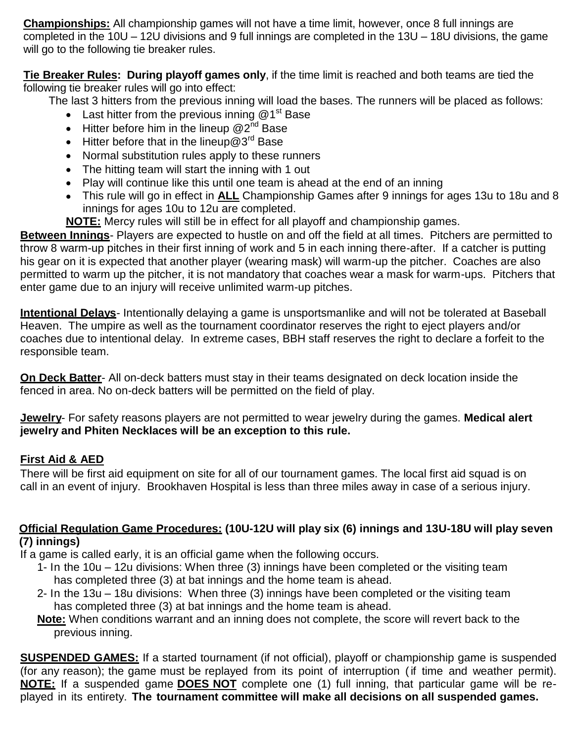**Championships:** All championship games will not have a time limit, however, once 8 full innings are completed in the 10U – 12U divisions and 9 full innings are completed in the 13U – 18U divisions, the game will go to the following tie breaker rules.

**Tie Breaker Rules: During playoff games only**, if the time limit is reached and both teams are tied the following tie breaker rules will go into effect:

The last 3 hitters from the previous inning will load the bases. The runners will be placed as follows:

- Last hitter from the previous inning @1st Base
- Hitter before him in the lineup @2nd Base
- Hitter before that in the lineup@3rd Base
- Normal substitution rules apply to these runners
- The hitting team will start the inning with 1 out
- Play will continue like this until one team is ahead at the end of an inning
- This rule will go in effect in **ALL** Championship Games after 9 innings for ages 13u to 18u and 8 innings for ages 10u to 12u are completed.

**NOTE:** Mercy rules will still be in effect for all playoff and championship games.

**Between Innings**- Players are expected to hustle on and off the field at all times. Pitchers are permitted to throw 8 warm-up pitches in their first inning of work and 5 in each inning there-after. If a catcher is putting his gear on it is expected that another player (wearing mask) will warm-up the pitcher. Coaches are also permitted to warm up the pitcher, it is not mandatory that coaches wear a mask for warm-ups. Pitchers that enter game due to an injury will receive unlimited warm-up pitches.

**Intentional Delays**- Intentionally delaying a game is unsportsmanlike and will not be tolerated at Baseball Heaven. The umpire as well as the tournament coordinator reserves the right to eject players and/or coaches due to intentional delay. In extreme cases, BBH staff reserves the right to declare a forfeit to the responsible team.

**On Deck Batter**- All on-deck batters must stay in their teams designated on deck location inside the fenced in area. No on-deck batters will be permitted on the field of play.

**Jewelry**- For safety reasons players are not permitted to wear jewelry during the games. **Medical alert jewelry and Phiten Necklaces will be an exception to this rule.**

**First Aid & AED**

There will be first aid equipment on site for all of our tournament games. The local first aid squad is on call in an event of injury. Brookhaven Hospital is less than three miles away in case of a serious injury.

**Official Regulation Game Procedures: (10U-12U will play six (6) innings and 13U-18U will play seven (7) innings)**

If a game is called early, it is an official game when the following occurs.

1- In the 10u – 12u divisions: When three (3) innings have been completed or the visiting team has completed three (3) at bat innings and the home team is ahead.

2- In the 13u – 18u divisions: When three (3) innings have been completed or the visiting team has completed three (3) at bat innings and the home team is ahead.

**Note:** When conditions warrant and an inning does not complete, the score will revert back to the previous inning.

**SUSPENDED GAMES:** If a started tournament (if not official), playoff or championship game is suspended (for any reason); the game must be replayed from its point of interruption (if time and weather permit). **NOTE:** If a suspended game **DOES NOT** complete one (1) full inning, that particular game will be re-played in its entirety. **The tournament committee will make all decisions on all suspended games.**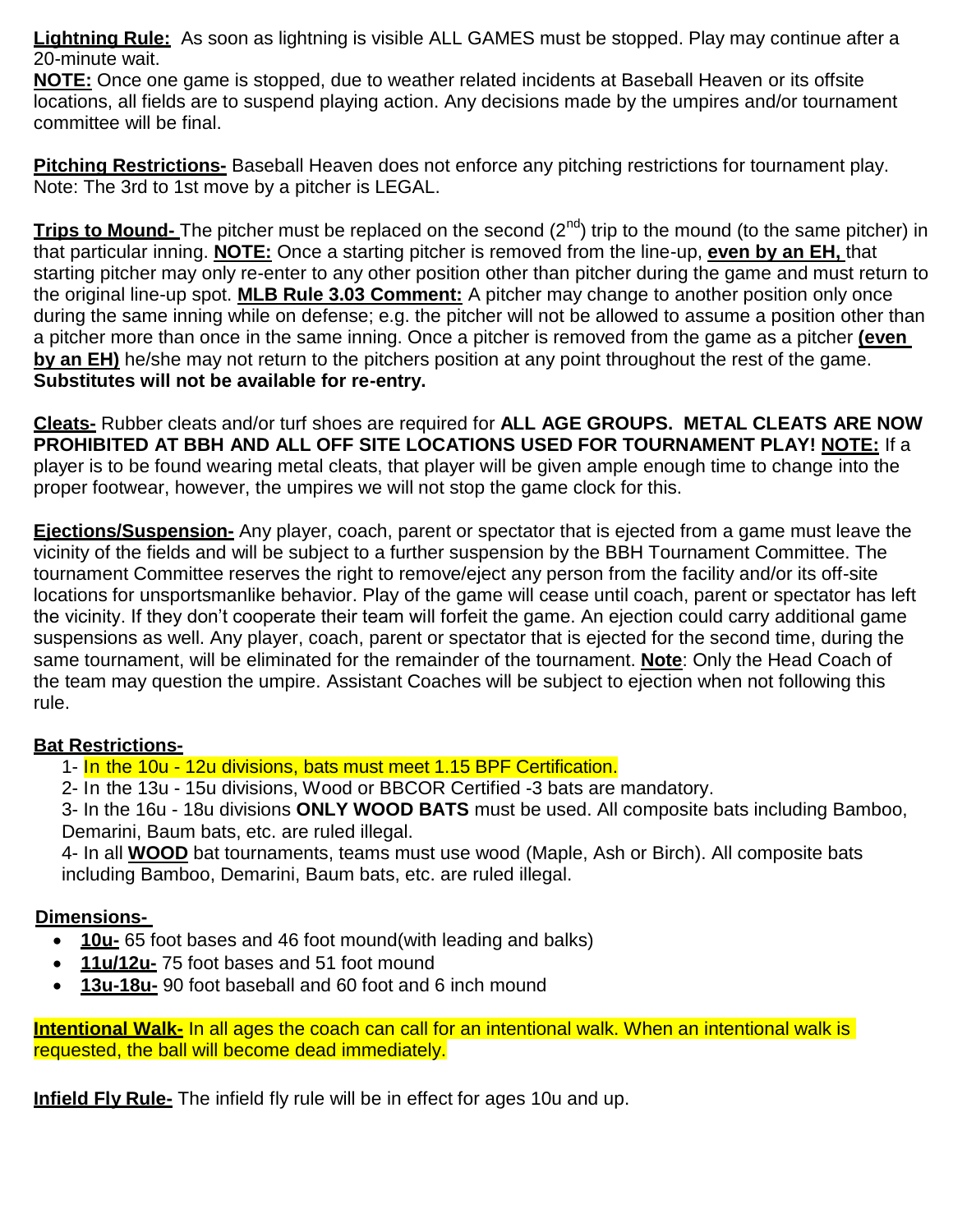**Lightning Rule:** As soon as lightning is visible ALL GAMES must be stopped. Play may continue after a 20-minute wait.

**NOTE:** Once one game is stopped, due to weather related incidents at Baseball Heaven or its offsite locations, all fields are to suspend playing action. Any decisions made by the umpires and/or tournament committee will be final.

**Pitching Restrictions-** Baseball Heaven does not enforce any pitching restrictions for tournament play. Note: The 3rd to 1st move by a pitcher is LEGAL.

**Trips to Mound-** The pitcher must be replaced on the second (2nd) trip to the mound (to the same pitcher) in that particular inning. **NOTE:** Once a starting pitcher is removed from the line-up, **even by an EH,** that starting pitcher may only re-enter to any other position other than pitcher during the game and must return to the original line-up spot. **MLB Rule 3.03 Comment:** A pitcher may change to another position only once during the same inning while on defense; e.g. the pitcher will not be allowed to assume a position other than a pitcher more than once in the same inning. Once a pitcher is removed from the game as a pitcher **(even by an EH)** he/she may not return to the pitchers position at any point throughout the rest of the game. **Substitutes will not be available for re-entry.**

**Cleats-** Rubber cleats and/or turf shoes are required for **ALL AGE GROUPS. METAL CLEATS ARE NOW PROHIBITED AT BBH AND ALL OFF SITE LOCATIONS USED FOR TOURNAMENT PLAY! NOTE:** If a player is to be found wearing metal cleats, that player will be given ample enough time to change into the proper footwear, however, the umpires we will not stop the game clock for this.

**Ejections/Suspension-** Any player, coach, parent or spectator that is ejected from a game must leave the vicinity of the fields and will be subject to a further suspension by the BBH Tournament Committee. The tournament Committee reserves the right to remove/eject any person from the facility and/or its off-site locations for unsportsmanlike behavior. Play of the game will cease until coach, parent or spectator has left the vicinity. If they don't cooperate their team will forfeit the game. An ejection could carry additional game suspensions as well. Any player, coach, parent or spectator that is ejected for the second time, during the same tournament, will be eliminated for the remainder of the tournament. **Note**: Only the Head Coach of the team may question the umpire. Assistant Coaches will be subject to ejection when not following this rule.

**Bat Restrictions-**

1- In the 10u - 12u divisions, bats must meet 1.15 BPF Certification.
2- In the 13u - 15u divisions, Wood or BBCOR Certified -3 bats are mandatory.
3- In the 16u - 18u divisions **ONLY WOOD BATS** must be used. All composite bats including Bamboo, Demarini, Baum bats, etc. are ruled illegal.
4- In all **WOOD** bat tournaments, teams must use wood (Maple, Ash or Birch). All composite bats including Bamboo, Demarini, Baum bats, etc. are ruled illegal.

**Dimensions-**

- **10u-** 65 foot bases and 46 foot mound(with leading and balks)
- **11u/12u-** 75 foot bases and 51 foot mound
- **13u-18u-** 90 foot baseball and 60 foot and 6 inch mound

**Intentional Walk-** In all ages the coach can call for an intentional walk. When an intentional walk is requested, the ball will become dead immediately.

**Infield Fly Rule-** The infield fly rule will be in effect for ages 10u and up.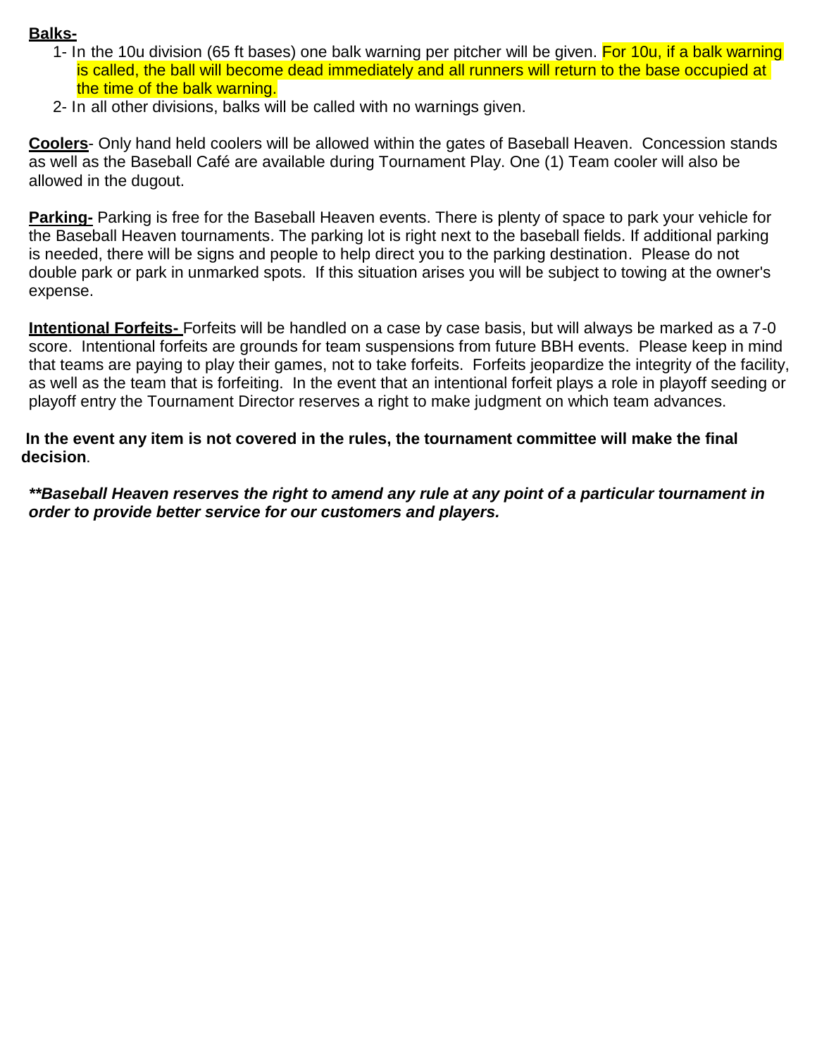**Balks-**

1- In the 10u division (65 ft bases) one balk warning per pitcher will be given. For 10u, if a balk warning is called, the ball will become dead immediately and all runners will return to the base occupied at the time of the balk warning.

2- In all other divisions, balks will be called with no warnings given.

**Coolers**- Only hand held coolers will be allowed within the gates of Baseball Heaven. Concession stands as well as the Baseball Café are available during Tournament Play. One (1) Team cooler will also be allowed in the dugout.

**Parking-** Parking is free for the Baseball Heaven events. There is plenty of space to park your vehicle for the Baseball Heaven tournaments. The parking lot is right next to the baseball fields. If additional parking is needed, there will be signs and people to help direct you to the parking destination. Please do not double park or park in unmarked spots. If this situation arises you will be subject to towing at the owner's expense.

**Intentional Forfeits-** Forfeits will be handled on a case by case basis, but will always be marked as a 7-0 score. Intentional forfeits are grounds for team suspensions from future BBH events. Please keep in mind that teams are paying to play their games, not to take forfeits. Forfeits jeopardize the integrity of the facility, as well as the team that is forfeiting. In the event that an intentional forfeit plays a role in playoff seeding or playoff entry the Tournament Director reserves a right to make judgment on which team advances.

**In the event any item is not covered in the rules, the tournament committee will make the final decision**.

***\*Baseball Heaven reserves the right to amend any rule at any point of a particular tournament in order to provide better service for our customers and players.***